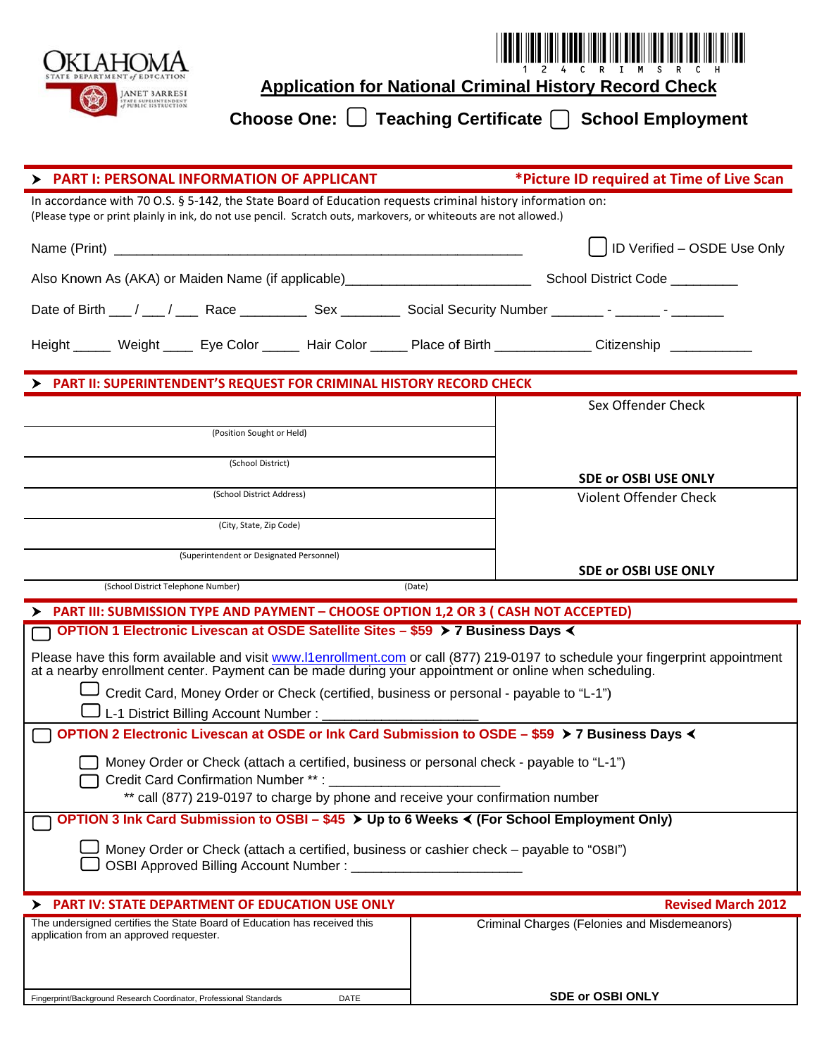OKLAHOMA
STATE DEPARTMENT of EDUCATION
JANET BARRESI
STATE SUPERINTENDENT of PUBLIC INSTRUCTION

124CRIMSRCH

# Application for National Criminal History Record Check

**Choose One:** ☐ **Teaching Certificate** ☐ **School Employment**

## ➤ PART I: PERSONAL INFORMATION OF APPLICANT

***Picture ID required at Time of Live Scan**

In accordance with 70 O.S. § 5-142, the State Board of Education requests criminal history information on:
(Please type or print plainly in ink, do not use pencil. Scratch outs, markovers, or whiteouts are not allowed.)

Name (Print) ________________________________________________ ☐ ID Verified – OSDE Use Only

Also Known As (AKA) or Maiden Name (if applicable)_______________________ School District Code ________

Date of Birth ___ / ___ / ___ Race _________ Sex ________ Social Security Number _______ - ______ - _______

Height _____ Weight ____ Eye Color _____ Hair Color _____ Place of Birth ____________ Citizenship __________

## ➤ PART II: SUPERINTENDENT'S REQUEST FOR CRIMINAL HISTORY RECORD CHECK

| | |
|---|---|
| (Position Sought or Held) | Sex Offender Check |
| (School District) | **SDE or OSBI USE ONLY** |
| (School District Address) | Violent Offender Check |
| (City, State, Zip Code) | |
| (Superintendent or Designated Personnel) | **SDE or OSBI USE ONLY** |
| (School District Telephone Number) (Date) | |

## ➤ PART III: SUBMISSION TYPE AND PAYMENT – CHOOSE OPTION 1,2 OR 3 ( CASH NOT ACCEPTED)

☐ **OPTION 1 Electronic Livescan at OSDE Satellite Sites – $59 ➤ 7 Business Days ➤**

Please have this form available and visit www.l1enrollment.com or call (877) 219-0197 to schedule your fingerprint appointment at a nearby enrollment center. Payment can be made during your appointment or online when scheduling.

- ☐ Credit Card, Money Order or Check (certified, business or personal - payable to "L-1")
- ☐ L-1 District Billing Account Number : ____________________

☐ **OPTION 2 Electronic Livescan at OSDE or Ink Card Submission to OSDE – $59 ➤ 7 Business Days ➤**

- ☐ Money Order or Check (attach a certified, business or personal check - payable to "L-1")
- ☐ Credit Card Confirmation Number ** : ____________________

** call (877) 219-0197 to charge by phone and receive your confirmation number

☐ **OPTION 3 Ink Card Submission to OSBI – $45 ➤ Up to 6 Weeks ➤ (For School Employment Only)**

- ☐ Money Order or Check (attach a certified, business or cashier check – payable to "OSBI")
- ☐ OSBI Approved Billing Account Number : ______________________

## ➤ PART IV: STATE DEPARTMENT OF EDUCATION USE ONLY

**Revised March 2012**

| | |
|---|---|
| The undersigned certifies the State Board of Education has received this application from an approved requester. | Criminal Charges (Felonies and Misdemeanors) |
| Fingerprint/Background Research Coordinator, Professional Standards DATE | **SDE or OSBI ONLY** |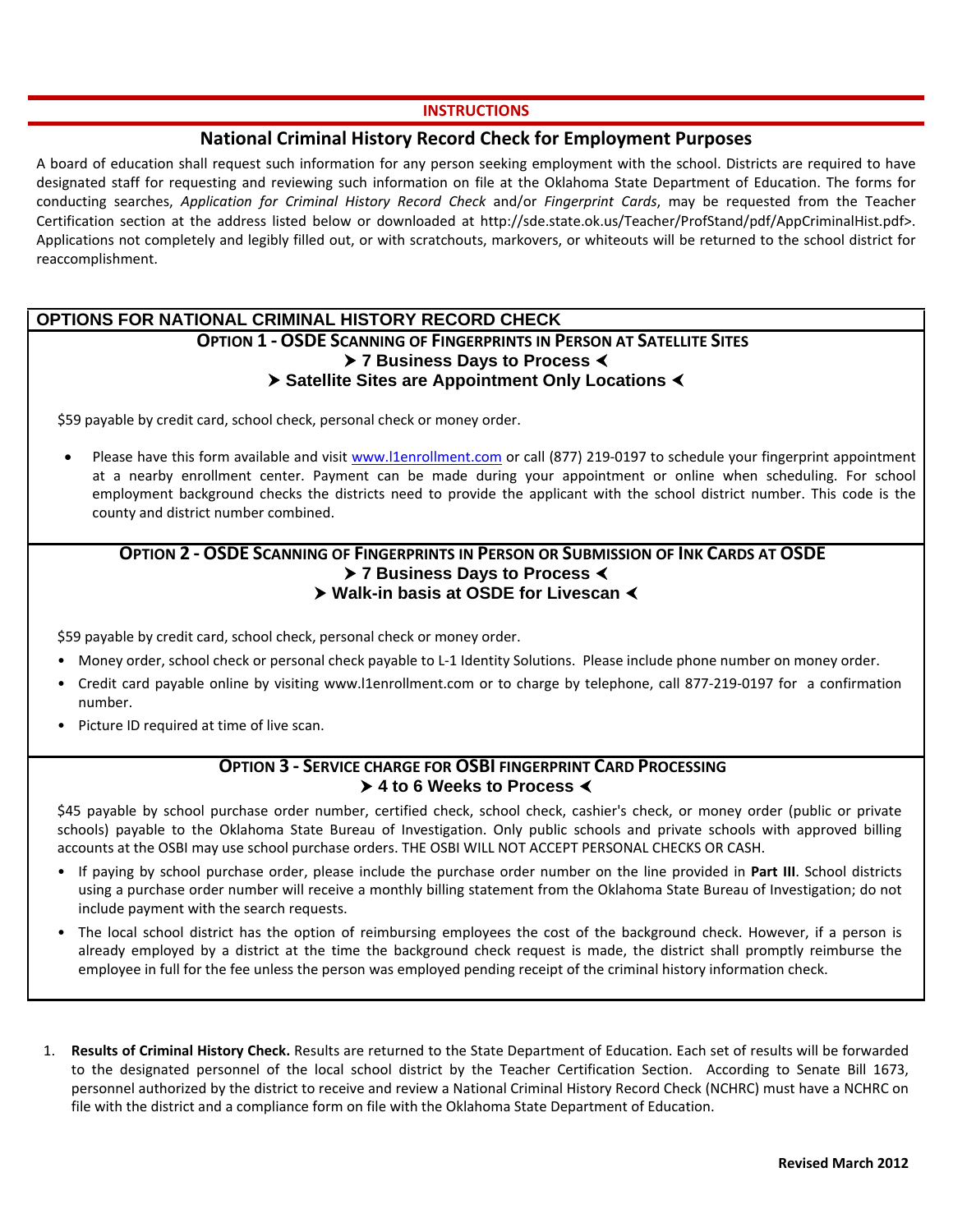## INSTRUCTIONS

## National Criminal History Record Check for Employment Purposes

A board of education shall request such information for any person seeking employment with the school. Districts are required to have designated staff for requesting and reviewing such information on file at the Oklahoma State Department of Education. The forms for conducting searches, *Application for Criminal History Record Check* and/or *Fingerprint Cards*, may be requested from the Teacher Certification section at the address listed below or downloaded at http://sde.state.ok.us/Teacher/ProfStand/pdf/AppCriminalHist.pdf>. Applications not completely and legibly filled out, or with scratchouts, markovers, or whiteouts will be returned to the school district for reaccomplishment.

### OPTIONS FOR NATIONAL CRIMINAL HISTORY RECORD CHECK

#### OPTION 1 - OSDE SCANNING OF FINGERPRINTS IN PERSON AT SATELLITE SITES

**➤ 7 Business Days to Process ➤**

**➤ Satellite Sites are Appointment Only Locations ➤**

$59 payable by credit card, school check, personal check or money order.

- Please have this form available and visit www.l1enrollment.com or call (877) 219-0197 to schedule your fingerprint appointment at a nearby enrollment center. Payment can be made during your appointment or online when scheduling. For school employment background checks the districts need to provide the applicant with the school district number. This code is the county and district number combined.

#### OPTION 2 - OSDE SCANNING OF FINGERPRINTS IN PERSON OR SUBMISSION OF INK CARDS AT OSDE

**➤ 7 Business Days to Process ➤**

**➤ Walk-in basis at OSDE for Livescan ➤**

$59 payable by credit card, school check, personal check or money order.

- Money order, school check or personal check payable to L-1 Identity Solutions. Please include phone number on money order.
- Credit card payable online by visiting www.l1enrollment.com or to charge by telephone, call 877-219-0197 for a confirmation number.
- Picture ID required at time of live scan.

#### OPTION 3 - SERVICE CHARGE FOR OSBI FINGERPRINT CARD PROCESSING

**➤ 4 to 6 Weeks to Process ➤**

$45 payable by school purchase order number, certified check, school check, cashier's check, or money order (public or private schools) payable to the Oklahoma State Bureau of Investigation. Only public schools and private schools with approved billing accounts at the OSBI may use school purchase orders. THE OSBI WILL NOT ACCEPT PERSONAL CHECKS OR CASH.

- If paying by school purchase order, please include the purchase order number on the line provided in **Part III**. School districts using a purchase order number will receive a monthly billing statement from the Oklahoma State Bureau of Investigation; do not include payment with the search requests.
- The local school district has the option of reimbursing employees the cost of the background check. However, if a person is already employed by a district at the time the background check request is made, the district shall promptly reimburse the employee in full for the fee unless the person was employed pending receipt of the criminal history information check.

1. **Results of Criminal History Check.** Results are returned to the State Department of Education. Each set of results will be forwarded to the designated personnel of the local school district by the Teacher Certification Section. According to Senate Bill 1673, personnel authorized by the district to receive and review a National Criminal History Record Check (NCHRC) must have a NCHRC on file with the district and a compliance form on file with the Oklahoma State Department of Education.

**Revised March 2012**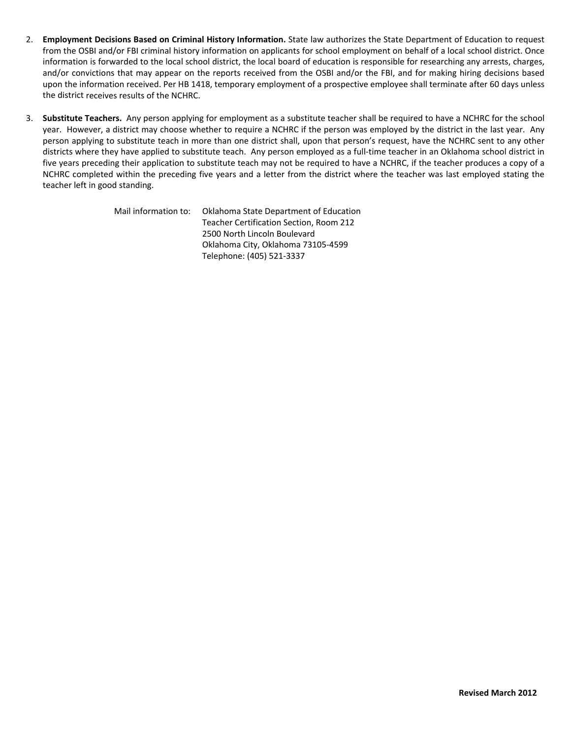2. **Employment Decisions Based on Criminal History Information.** State law authorizes the State Department of Education to request from the OSBI and/or FBI criminal history information on applicants for school employment on behalf of a local school district. Once information is forwarded to the local school district, the local board of education is responsible for researching any arrests, charges, and/or convictions that may appear on the reports received from the OSBI and/or the FBI, and for making hiring decisions based upon the information received. Per HB 1418, temporary employment of a prospective employee shall terminate after 60 days unless the district receives results of the NCHRC.

3. **Substitute Teachers.** Any person applying for employment as a substitute teacher shall be required to have a NCHRC for the school year. However, a district may choose whether to require a NCHRC if the person was employed by the district in the last year. Any person applying to substitute teach in more than one district shall, upon that person's request, have the NCHRC sent to any other districts where they have applied to substitute teach. Any person employed as a full-time teacher in an Oklahoma school district in five years preceding their application to substitute teach may not be required to have a NCHRC, if the teacher produces a copy of a NCHRC completed within the preceding five years and a letter from the district where the teacher was last employed stating the teacher left in good standing.

Mail information to:
Oklahoma State Department of Education
Teacher Certification Section, Room 212
2500 North Lincoln Boulevard
Oklahoma City, Oklahoma 73105-4599
Telephone: (405) 521-3337

**Revised March 2012**